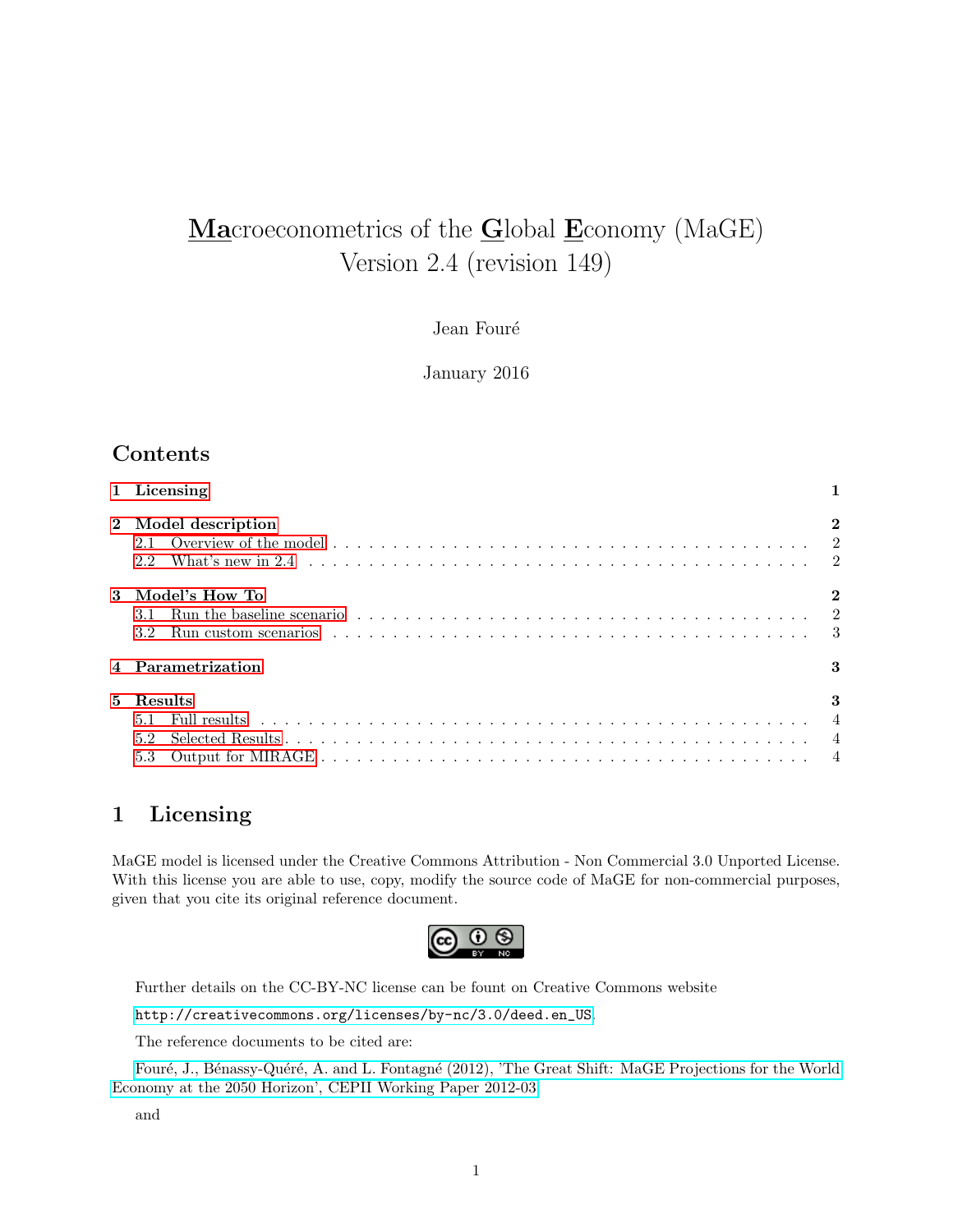# **Ma**croeconometrics of the **G**lobal **E**conomy (MaGE) Version 2.4 (revision 149)

Jean Fouré

January 2016

## Contents

- **1 Licensing** — 1
- **2 Model description** — 2
  - 2.1 Overview of the model — 2
  - 2.2 What's new in 2.4 — 2
- **3 Model's How To** — 2
  - 3.1 Run the baseline scenario — 2
  - 3.2 Run custom scenarios — 3
- **4 Parametrization** — 3
- **5 Results** — 3
  - 5.1 Full results — 4
  - 5.2 Selected Results — 4
  - 5.3 Output for MIRAGE — 4

## 1 Licensing

MaGE model is licensed under the Creative Commons Attribution - Non Commercial 3.0 Unported License. With this license you are able to use, copy, modify the source code of MaGE for non-commercial purposes, given that you cite its original reference document.

Further details on the CC-BY-NC license can be fount on Creative Commons website

http://creativecommons.org/licenses/by-nc/3.0/deed.en_US.

The reference documents to be cited are:

Fouré, J., Bénassy-Quéré, A. and L. Fontagné (2012), 'The Great Shift: MaGE Projections for the World Economy at the 2050 Horizon', CEPII Working Paper 2012-03

and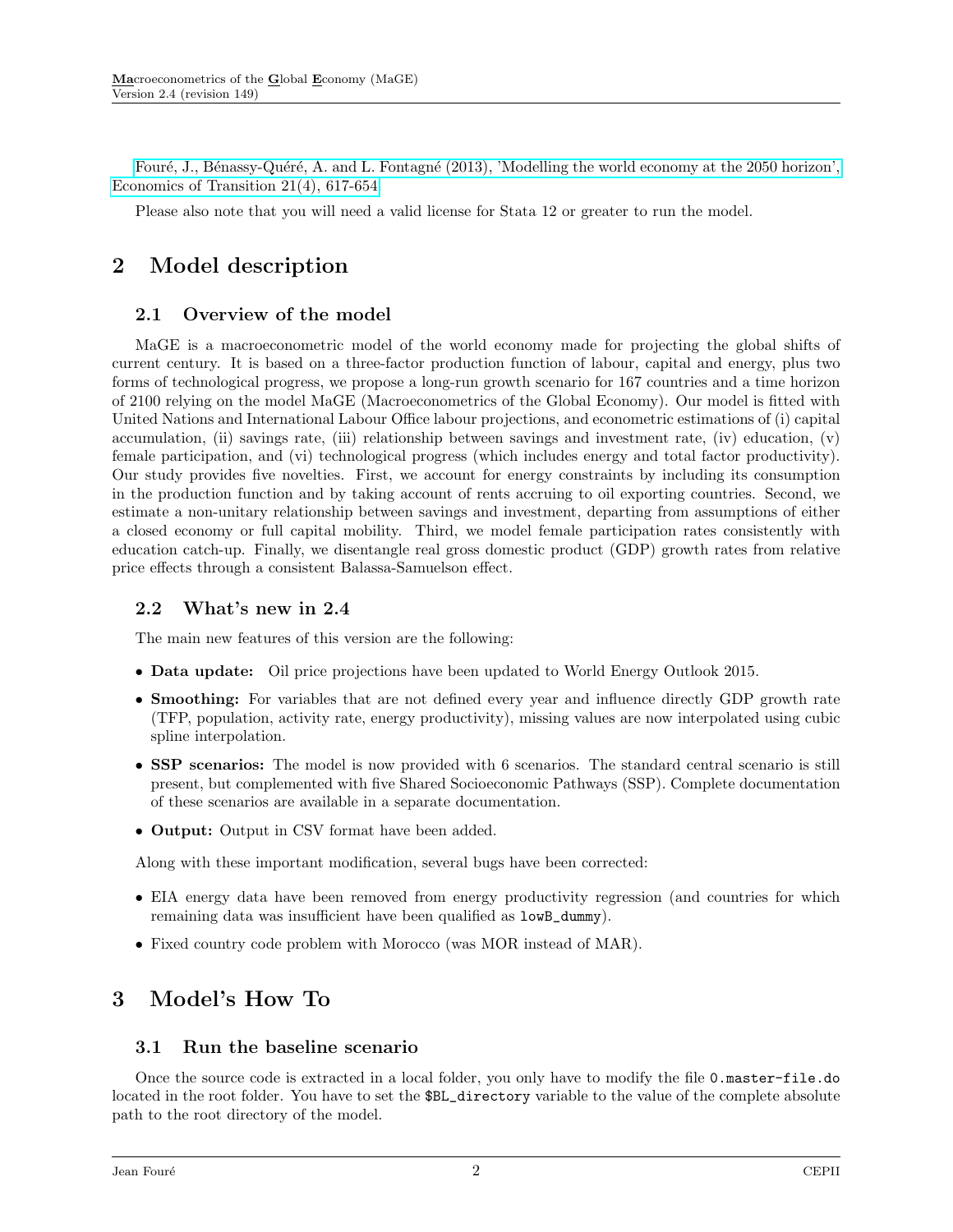Fouré, J., Bénassy-Quéré, A. and L. Fontagné (2013), 'Modelling the world economy at the 2050 horizon', Economics of Transition 21(4), 617-654.

Please also note that you will need a valid license for Stata 12 or greater to run the model.

# 2 Model description

## 2.1 Overview of the model

MaGE is a macroeconometric model of the world economy made for projecting the global shifts of current century. It is based on a three-factor production function of labour, capital and energy, plus two forms of technological progress, we propose a long-run growth scenario for 167 countries and a time horizon of 2100 relying on the model MaGE (Macroeconometrics of the Global Economy). Our model is fitted with United Nations and International Labour Office labour projections, and econometric estimations of (i) capital accumulation, (ii) savings rate, (iii) relationship between savings and investment rate, (iv) education, (v) female participation, and (vi) technological progress (which includes energy and total factor productivity). Our study provides five novelties. First, we account for energy constraints by including its consumption in the production function and by taking account of rents accruing to oil exporting countries. Second, we estimate a non-unitary relationship between savings and investment, departing from assumptions of either a closed economy or full capital mobility. Third, we model female participation rates consistently with education catch-up. Finally, we disentangle real gross domestic product (GDP) growth rates from relative price effects through a consistent Balassa-Samuelson effect.

## 2.2 What's new in 2.4

The main new features of this version are the following:

- **Data update:** Oil price projections have been updated to World Energy Outlook 2015.
- **Smoothing:** For variables that are not defined every year and influence directly GDP growth rate (TFP, population, activity rate, energy productivity), missing values are now interpolated using cubic spline interpolation.
- **SSP scenarios:** The model is now provided with 6 scenarios. The standard central scenario is still present, but complemented with five Shared Socioeconomic Pathways (SSP). Complete documentation of these scenarios are available in a separate documentation.
- **Output:** Output in CSV format have been added.

Along with these important modification, several bugs have been corrected:

- EIA energy data have been removed from energy productivity regression (and countries for which remaining data was insufficient have been qualified as `lowB_dummy`).
- Fixed country code problem with Morocco (was MOR instead of MAR).

# 3 Model's How To

## 3.1 Run the baseline scenario

Once the source code is extracted in a local folder, you only have to modify the file `0.master-file.do` located in the root folder. You have to set the `$BL_directory` variable to the value of the complete absolute path to the root directory of the model.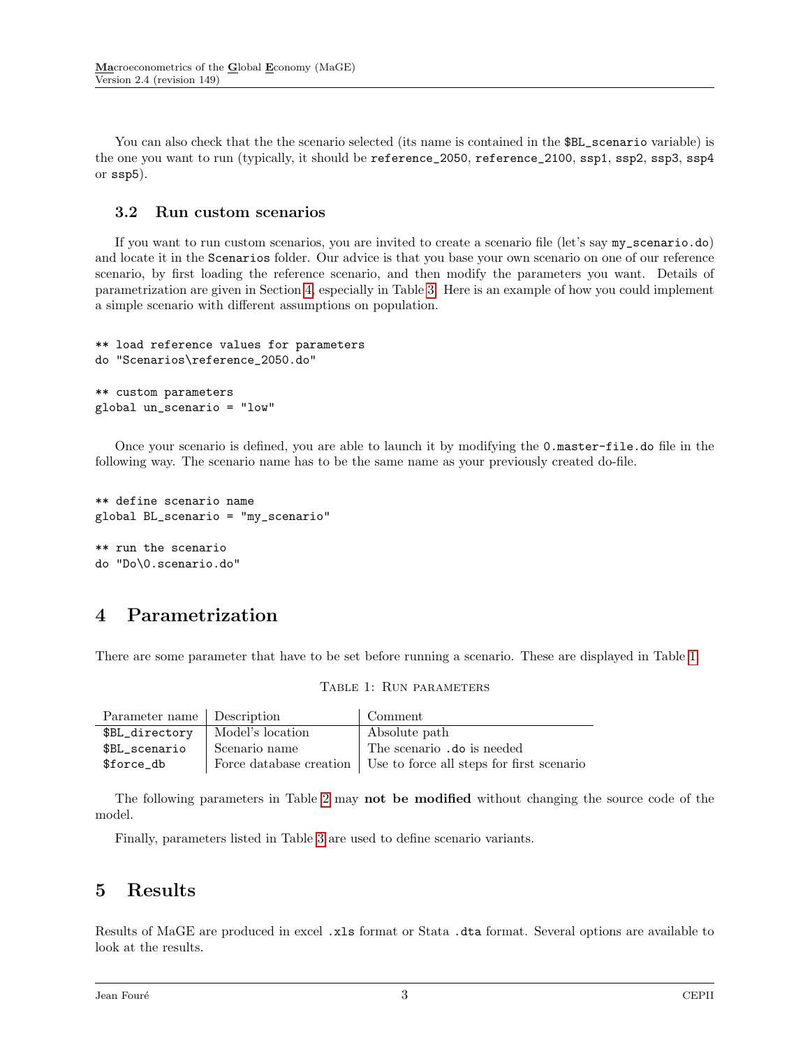You can also check that the the scenario selected (its name is contained in the `$BL_scenario` variable) is the one you want to run (typically, it should be `reference_2050`, `reference_2100`, `ssp1`, `ssp2`, `ssp3`, `ssp4` or `ssp5`).

### 3.2 Run custom scenarios

If you want to run custom scenarios, you are invited to create a scenario file (let's say `my_scenario.do`) and locate it in the `Scenarios` folder. Our advice is that you base your own scenario on one of our reference scenario, by first loading the reference scenario, and then modify the parameters you want. Details of parametrization are given in Section 4, especially in Table 3. Here is an example of how you could implement a simple scenario with different assumptions on population.

```
** load reference values for parameters
do "Scenarios\reference_2050.do"

** custom parameters
global un_scenario = "low"
```

Once your scenario is defined, you are able to launch it by modifying the `0.master-file.do` file in the following way. The scenario name has to be the same name as your previously created do-file.

```
** define scenario name
global BL_scenario = "my_scenario"

** run the scenario
do "Do\0.scenario.do"
```

## 4 Parametrization

There are some parameter that have to be set before running a scenario. These are displayed in Table 1.

Table 1: Run parameters

| Parameter name | Description | Comment |
|---|---|---|
| `$BL_directory` | Model's location | Absolute path |
| `$BL_scenario` | Scenario name | The scenario `.do` is needed |
| `$force_db` | Force database creation | Use to force all steps for first scenario |

The following parameters in Table 2 may **not be modified** without changing the source code of the model.

Finally, parameters listed in Table 3 are used to define scenario variants.

## 5 Results

Results of MaGE are produced in excel `.xls` format or Stata `.dta` format. Several options are available to look at the results.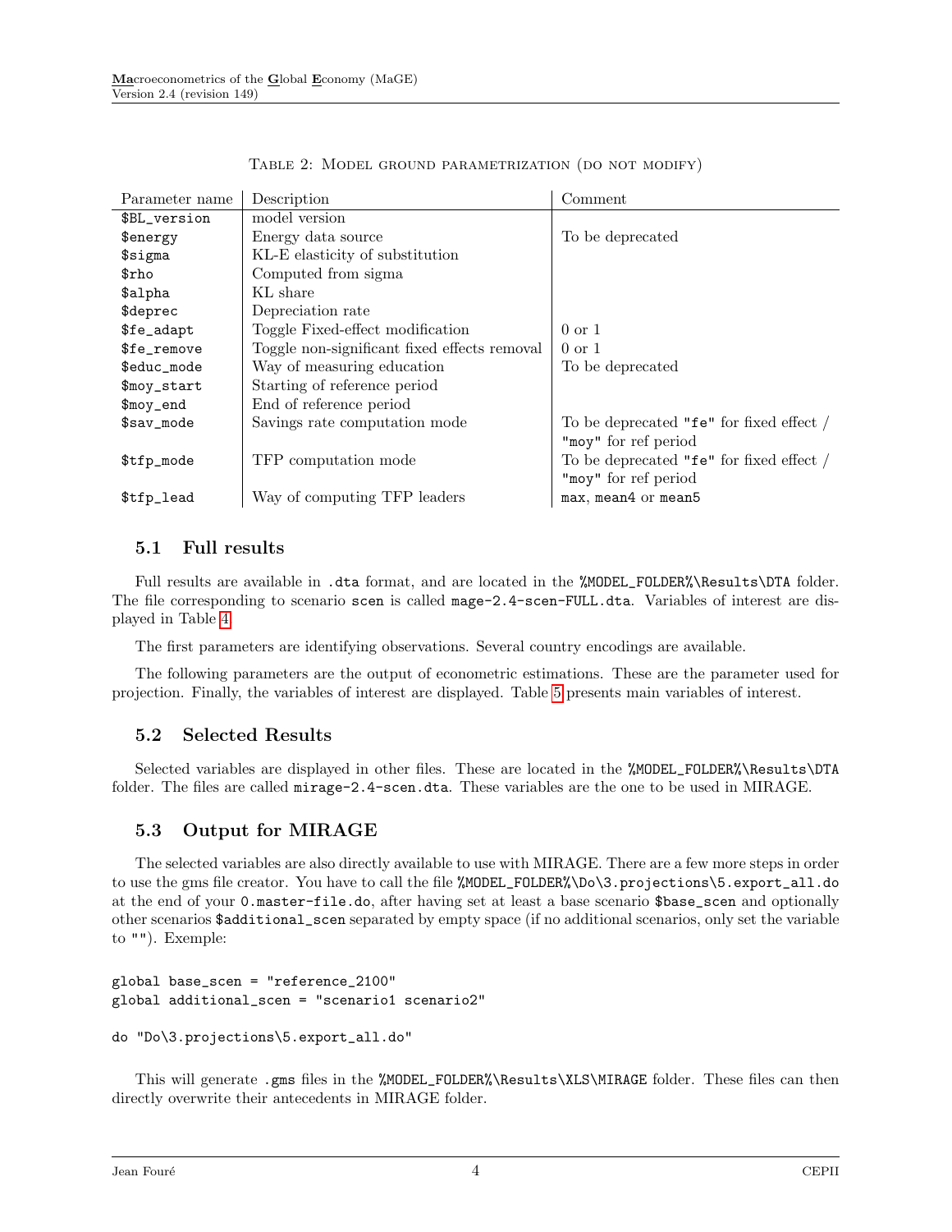Table 2: Model ground parametrization (do not modify)

| Parameter name | Description | Comment |
|---|---|---|
| $BL_version | model version | |
| $energy | Energy data source | To be deprecated |
| $sigma | KL-E elasticity of substitution | |
| $rho | Computed from sigma | |
| $alpha | KL share | |
| $deprec | Depreciation rate | |
| $fe_adapt | Toggle Fixed-effect modification | 0 or 1 |
| $fe_remove | Toggle non-significant fixed effects removal | 0 or 1 |
| $educ_mode | Way of measuring education | To be deprecated |
| $moy_start | Starting of reference period | |
| $moy_end | End of reference period | |
| $sav_mode | Savings rate computation mode | To be deprecated "fe" for fixed effect / "moy" for ref period |
| $tfp_mode | TFP computation mode | To be deprecated "fe" for fixed effect / "moy" for ref period |
| $tfp_lead | Way of computing TFP leaders | max, mean4 or mean5 |

### 5.1 Full results

Full results are available in .dta format, and are located in the %MODEL_FOLDER%\Results\DTA folder. The file corresponding to scenario scen is called mage-2.4-scen-FULL.dta. Variables of interest are displayed in Table 4.

The first parameters are identifying observations. Several country encodings are available.

The following parameters are the output of econometric estimations. These are the parameter used for projection. Finally, the variables of interest are displayed. Table 5 presents main variables of interest.

### 5.2 Selected Results

Selected variables are displayed in other files. These are located in the %MODEL_FOLDER%\Results\DTA folder. The files are called mirage-2.4-scen.dta. These variables are the one to be used in MIRAGE.

### 5.3 Output for MIRAGE

The selected variables are also directly available to use with MIRAGE. There are a few more steps in order to use the gms file creator. You have to call the file %MODEL_FOLDER%\Do\3.projections\5.export_all.do at the end of your 0.master-file.do, after having set at least a base scenario $base_scen and optionally other scenarios $additional_scen separated by empty space (if no additional scenarios, only set the variable to ""). Exemple:

```
global base_scen = "reference_2100"
global additional_scen = "scenario1 scenario2"

do "Do\3.projections\5.export_all.do"
```

This will generate .gms files in the %MODEL_FOLDER%\Results\XLS\MIRAGE folder. These files can then directly overwrite their antecedents in MIRAGE folder.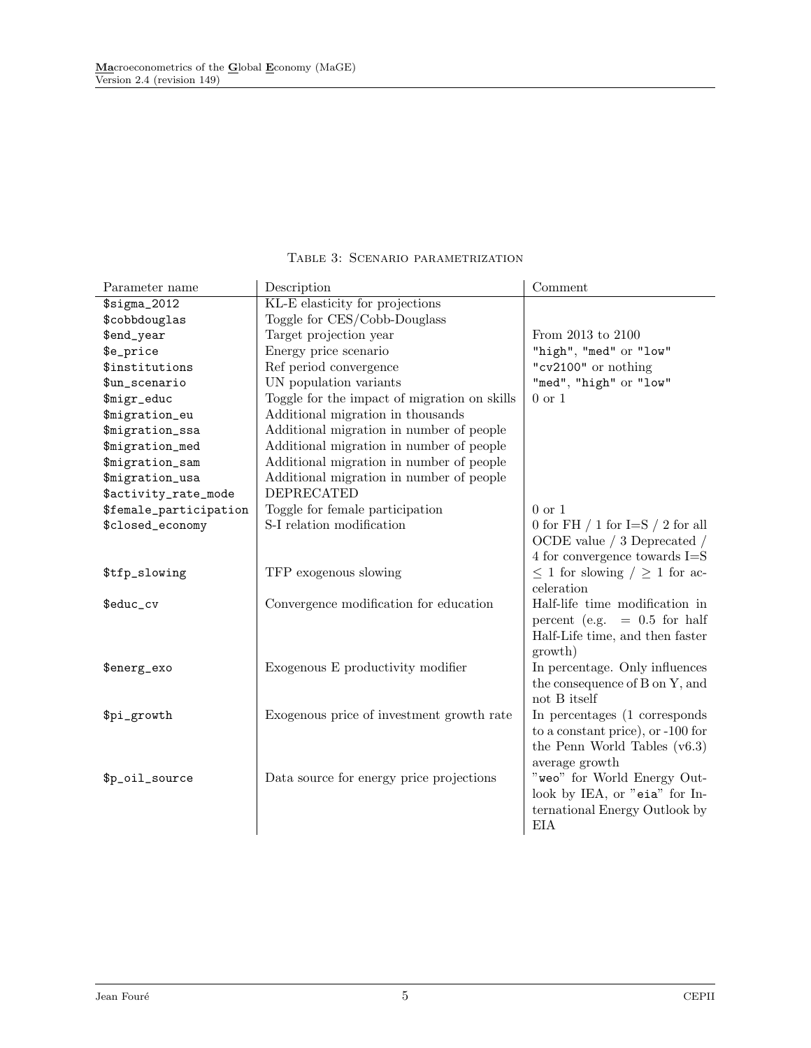TABLE 3: SCENARIO PARAMETRIZATION

| Parameter name | Description | Comment |
|---|---|---|
| `$sigma_2012` | KL-E elasticity for projections | |
| `$cobbdouglas` | Toggle for CES/Cobb-Douglass | |
| `$end_year` | Target projection year | From 2013 to 2100 |
| `$e_price` | Energy price scenario | `"high"`, `"med"` or `"low"` |
| `$institutions` | Ref period convergence | `"cv2100"` or nothing |
| `$un_scenario` | UN population variants | `"med"`, `"high"` or `"low"` |
| `$migr_educ` | Toggle for the impact of migration on skills | 0 or 1 |
| `$migration_eu` | Additional migration in thousands | |
| `$migration_ssa` | Additional migration in number of people | |
| `$migration_med` | Additional migration in number of people | |
| `$migration_sam` | Additional migration in number of people | |
| `$migration_usa` | Additional migration in number of people | |
| `$activity_rate_mode` | DEPRECATED | |
| `$female_participation` | Toggle for female participation | 0 or 1 |
| `$closed_economy` | S-I relation modification | 0 for FH / 1 for I=S / 2 for all OCDE value / 3 Deprecated / 4 for convergence towards I=S |
| `$tfp_slowing` | TFP exogenous slowing | $\leq 1$ for slowing / $\geq 1$ for acceleration |
| `$educ_cv` | Convergence modification for education | Half-life time modification in percent (e.g. = 0.5 for half Half-Life time, and then faster growth) |
| `$energ_exo` | Exogenous E productivity modifier | In percentage. Only influences the consequence of B on Y, and not B itself |
| `$pi_growth` | Exogenous price of investment growth rate | In percentages (1 corresponds to a constant price), or -100 for the Penn World Tables (v6.3) average growth |
| `$p_oil_source` | Data source for energy price projections | "`weo`" for World Energy Outlook by IEA, or "`eia`" for International Energy Outlook by EIA |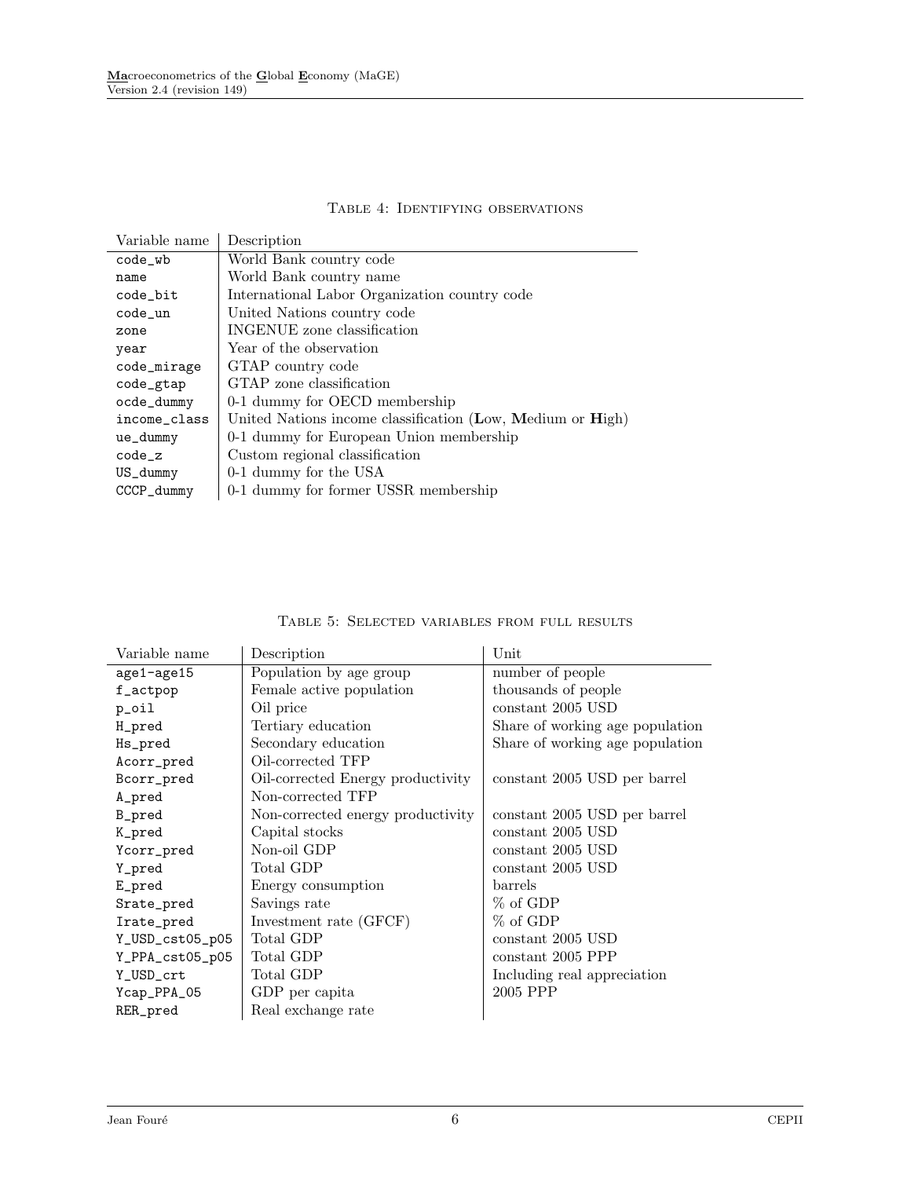Table 4: Identifying observations

| Variable name | Description |
|---|---|
| code_wb | World Bank country code |
| name | World Bank country name |
| code_bit | International Labor Organization country code |
| code_un | United Nations country code |
| zone | INGENUE zone classification |
| year | Year of the observation |
| code_mirage | GTAP country code |
| code_gtap | GTAP zone classification |
| ocde_dummy | 0-1 dummy for OECD membership |
| income_class | United Nations income classification (**L**ow, **M**edium or **H**igh) |
| ue_dummy | 0-1 dummy for European Union membership |
| code_z | Custom regional classification |
| US_dummy | 0-1 dummy for the USA |
| CCCP_dummy | 0-1 dummy for former USSR membership |

Table 5: Selected variables from full results

| Variable name | Description | Unit |
|---|---|---|
| age1-age15 | Population by age group | number of people |
| f_actpop | Female active population | thousands of people |
| p_oil | Oil price | constant 2005 USD |
| H_pred | Tertiary education | Share of working age population |
| Hs_pred | Secondary education | Share of working age population |
| Acorr_pred | Oil-corrected TFP | |
| Bcorr_pred | Oil-corrected Energy productivity | constant 2005 USD per barrel |
| A_pred | Non-corrected TFP | |
| B_pred | Non-corrected energy productivity | constant 2005 USD per barrel |
| K_pred | Capital stocks | constant 2005 USD |
| Ycorr_pred | Non-oil GDP | constant 2005 USD |
| Y_pred | Total GDP | constant 2005 USD |
| E_pred | Energy consumption | barrels |
| Srate_pred | Savings rate | % of GDP |
| Irate_pred | Investment rate (GFCF) | % of GDP |
| Y_USD_cst05_p05 | Total GDP | constant 2005 USD |
| Y_PPA_cst05_p05 | Total GDP | constant 2005 PPP |
| Y_USD_crt | Total GDP | Including real appreciation |
| Ycap_PPA_05 | GDP per capita | 2005 PPP |
| RER_pred | Real exchange rate | |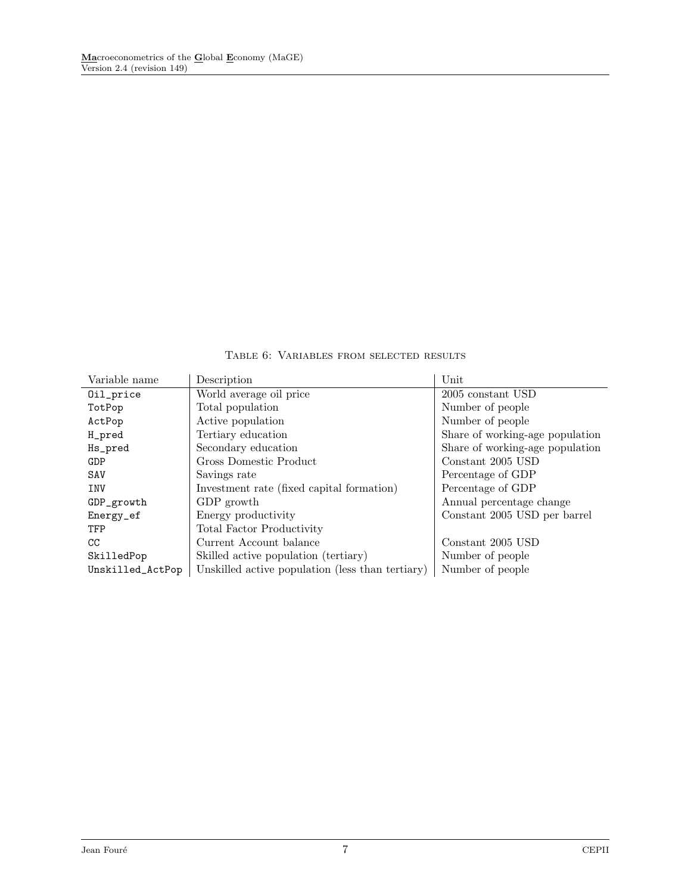Table 6: Variables from selected results

| Variable name | Description | Unit |
| --- | --- | --- |
| Oil_price | World average oil price | 2005 constant USD |
| TotPop | Total population | Number of people |
| ActPop | Active population | Number of people |
| H_pred | Tertiary education | Share of working-age population |
| Hs_pred | Secondary education | Share of working-age population |
| GDP | Gross Domestic Product | Constant 2005 USD |
| SAV | Savings rate | Percentage of GDP |
| INV | Investment rate (fixed capital formation) | Percentage of GDP |
| GDP_growth | GDP growth | Annual percentage change |
| Energy_ef | Energy productivity | Constant 2005 USD per barrel |
| TFP | Total Factor Productivity | |
| CC | Current Account balance | Constant 2005 USD |
| SkilledPop | Skilled active population (tertiary) | Number of people |
| Unskilled_ActPop | Unskilled active population (less than tertiary) | Number of people |